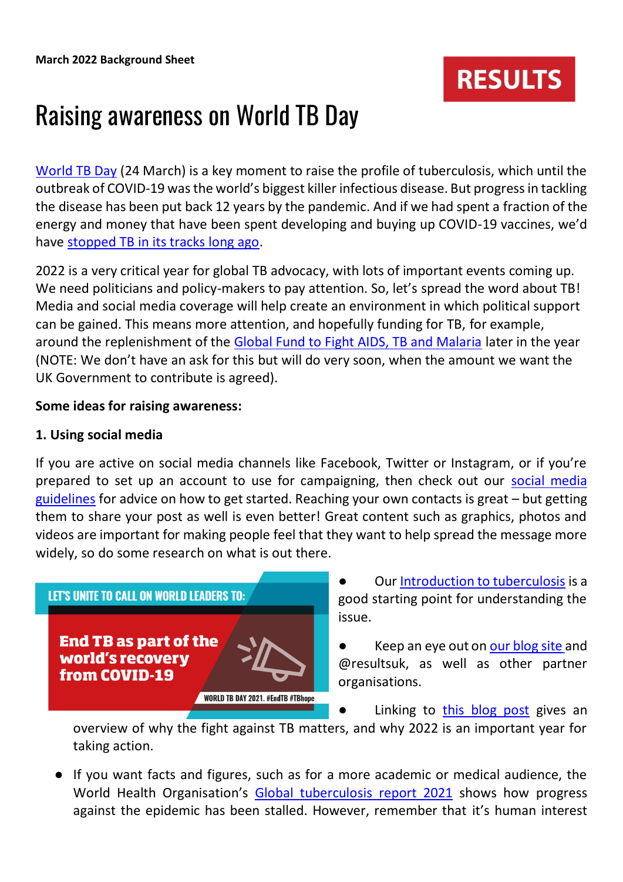March 2022 Background Sheet

RESULTS

# Raising awareness on World TB Day

World TB Day (24 March) is a key moment to raise the profile of tuberculosis, which until the outbreak of COVID-19 was the world's biggest killer infectious disease. But progress in tackling the disease has been put back 12 years by the pandemic. And if we had spent a fraction of the energy and money that have been spent developing and buying up COVID-19 vaccines, we'd have stopped TB in its tracks long ago.

2022 is a very critical year for global TB advocacy, with lots of important events coming up. We need politicians and policy-makers to pay attention. So, let's spread the word about TB! Media and social media coverage will help create an environment in which political support can be gained. This means more attention, and hopefully funding for TB, for example, around the replenishment of the Global Fund to Fight AIDS, TB and Malaria later in the year (NOTE: We don't have an ask for this but will do very soon, when the amount we want the UK Government to contribute is agreed).

**Some ideas for raising awareness:**

**1. Using social media**

If you are active on social media channels like Facebook, Twitter or Instagram, or if you're prepared to set up an account to use for campaigning, then check out our social media guidelines for advice on how to get started. Reaching your own contacts is great – but getting them to share your post as well is even better! Great content such as graphics, photos and videos are important for making people feel that they want to help spread the message more widely, so do some research on what is out there.

LET'S UNITE TO CALL ON WORLD LEADERS TO:

End TB as part of the world's recovery from COVID-19

WORLD TB DAY 2021. #EndTB #TBhope

- Our Introduction to tuberculosis is a good starting point for understanding the issue.
- Keep an eye out on our blog site and @resultsuk, as well as other partner organisations.
- Linking to this blog post gives an overview of why the fight against TB matters, and why 2022 is an important year for taking action.
- If you want facts and figures, such as for a more academic or medical audience, the World Health Organisation's Global tuberculosis report 2021 shows how progress against the epidemic has been stalled. However, remember that it's human interest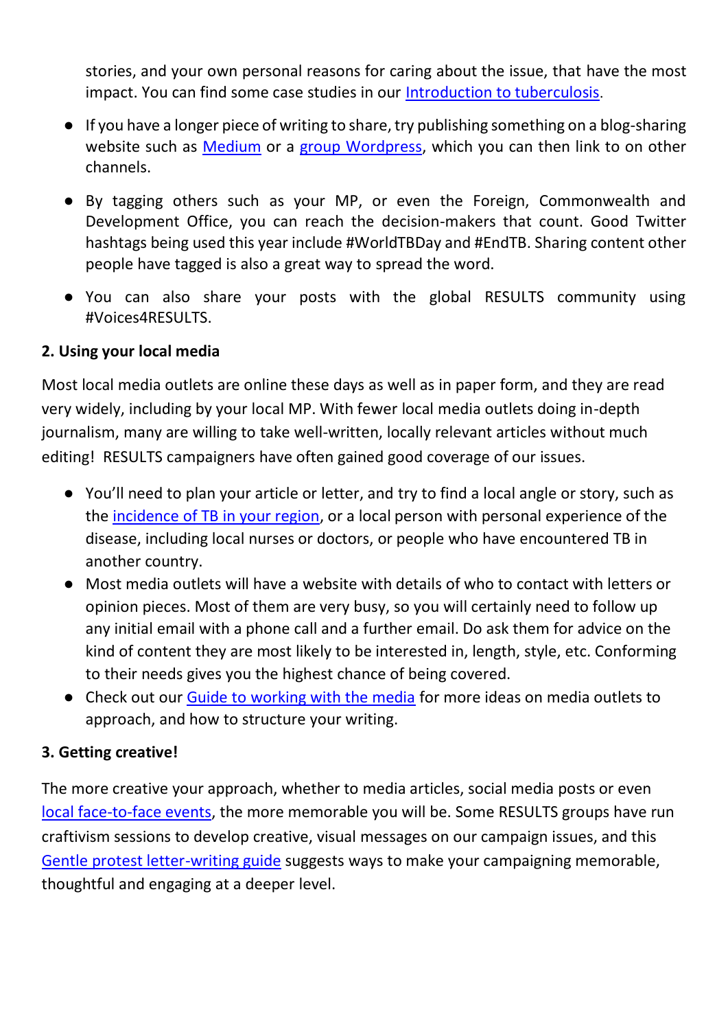stories, and your own personal reasons for caring about the issue, that have the most impact. You can find some case studies in our Introduction to tuberculosis.

- If you have a longer piece of writing to share, try publishing something on a blog-sharing website such as Medium or a group Wordpress, which you can then link to on other channels.
- By tagging others such as your MP, or even the Foreign, Commonwealth and Development Office, you can reach the decision-makers that count. Good Twitter hashtags being used this year include #WorldTBDay and #EndTB. Sharing content other people have tagged is also a great way to spread the word.
- You can also share your posts with the global RESULTS community using #Voices4RESULTS.

**2. Using your local media**

Most local media outlets are online these days as well as in paper form, and they are read very widely, including by your local MP. With fewer local media outlets doing in-depth journalism, many are willing to take well-written, locally relevant articles without much editing! RESULTS campaigners have often gained good coverage of our issues.

- You'll need to plan your article or letter, and try to find a local angle or story, such as the incidence of TB in your region, or a local person with personal experience of the disease, including local nurses or doctors, or people who have encountered TB in another country.
- Most media outlets will have a website with details of who to contact with letters or opinion pieces. Most of them are very busy, so you will certainly need to follow up any initial email with a phone call and a further email. Do ask them for advice on the kind of content they are most likely to be interested in, length, style, etc. Conforming to their needs gives you the highest chance of being covered.
- Check out our Guide to working with the media for more ideas on media outlets to approach, and how to structure your writing.

**3. Getting creative!**

The more creative your approach, whether to media articles, social media posts or even local face-to-face events, the more memorable you will be. Some RESULTS groups have run craftivism sessions to develop creative, visual messages on our campaign issues, and this Gentle protest letter-writing guide suggests ways to make your campaigning memorable, thoughtful and engaging at a deeper level.